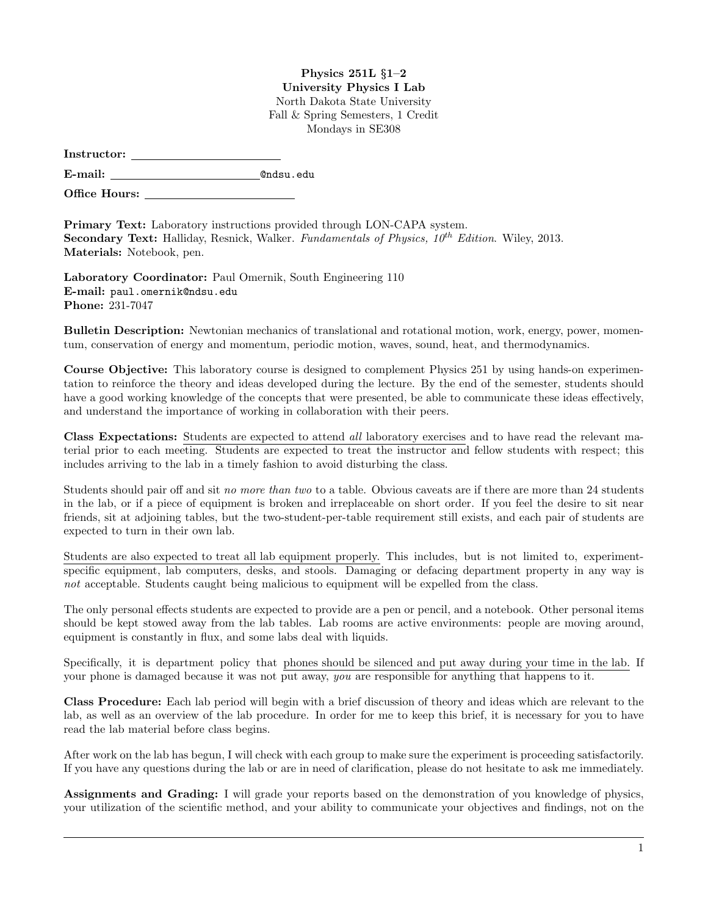**Physics 251L §1–2**
**University Physics I Lab**
North Dakota State University
Fall & Spring Semesters, 1 Credit
Mondays in SE308

**Instructor:** ________________________

**E-mail:** ________________________@ndsu.edu

**Office Hours:** ________________________

**Primary Text:** Laboratory instructions provided through LON-CAPA system.
**Secondary Text:** Halliday, Resnick, Walker. *Fundamentals of Physics, 10th Edition.* Wiley, 2013.
**Materials:** Notebook, pen.

**Laboratory Coordinator:** Paul Omernik, South Engineering 110
**E-mail:** paul.omernik@ndsu.edu
**Phone:** 231-7047

**Bulletin Description:** Newtonian mechanics of translational and rotational motion, work, energy, power, momentum, conservation of energy and momentum, periodic motion, waves, sound, heat, and thermodynamics.

**Course Objective:** This laboratory course is designed to complement Physics 251 by using hands-on experimentation to reinforce the theory and ideas developed during the lecture. By the end of the semester, students should have a good working knowledge of the concepts that were presented, be able to communicate these ideas effectively, and understand the importance of working in collaboration with their peers.

**Class Expectations:** Students are expected to attend *all* laboratory exercises and to have read the relevant material prior to each meeting. Students are expected to treat the instructor and fellow students with respect; this includes arriving to the lab in a timely fashion to avoid disturbing the class.

Students should pair off and sit *no more than two* to a table. Obvious caveats are if there are more than 24 students in the lab, or if a piece of equipment is broken and irreplaceable on short order. If you feel the desire to sit near friends, sit at adjoining tables, but the two-student-per-table requirement still exists, and each pair of students are expected to turn in their own lab.

Students are also expected to treat all lab equipment properly. This includes, but is not limited to, experiment-specific equipment, lab computers, desks, and stools. Damaging or defacing department property in any way is *not* acceptable. Students caught being malicious to equipment will be expelled from the class.

The only personal effects students are expected to provide are a pen or pencil, and a notebook. Other personal items should be kept stowed away from the lab tables. Lab rooms are active environments: people are moving around, equipment is constantly in flux, and some labs deal with liquids.

Specifically, it is department policy that phones should be silenced and put away during your time in the lab. If your phone is damaged because it was not put away, *you* are responsible for anything that happens to it.

**Class Procedure:** Each lab period will begin with a brief discussion of theory and ideas which are relevant to the lab, as well as an overview of the lab procedure. In order for me to keep this brief, it is necessary for you to have read the lab material before class begins.

After work on the lab has begun, I will check with each group to make sure the experiment is proceeding satisfactorily. If you have any questions during the lab or are in need of clarification, please do not hesitate to ask me immediately.

**Assignments and Grading:** I will grade your reports based on the demonstration of you knowledge of physics, your utilization of the scientific method, and your ability to communicate your objectives and findings, not on the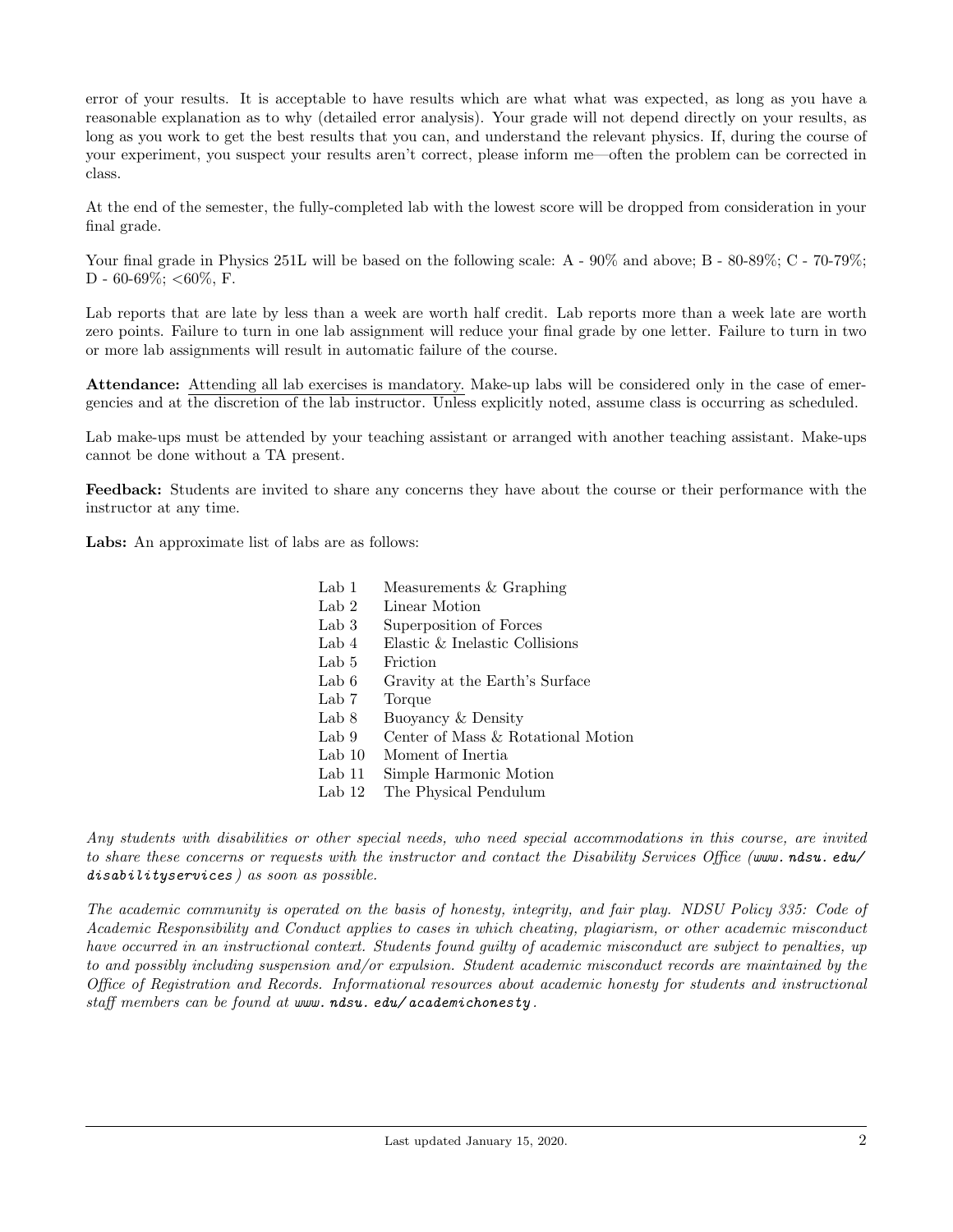error of your results. It is acceptable to have results which are what what was expected, as long as you have a reasonable explanation as to why (detailed error analysis). Your grade will not depend directly on your results, as long as you work to get the best results that you can, and understand the relevant physics. If, during the course of your experiment, you suspect your results aren't correct, please inform me—often the problem can be corrected in class.

At the end of the semester, the fully-completed lab with the lowest score will be dropped from consideration in your final grade.

Your final grade in Physics 251L will be based on the following scale: A - 90% and above; B - 80-89%; C - 70-79%; D - 60-69%; <60%, F.

Lab reports that are late by less than a week are worth half credit. Lab reports more than a week late are worth zero points. Failure to turn in one lab assignment will reduce your final grade by one letter. Failure to turn in two or more lab assignments will result in automatic failure of the course.

**Attendance:** Attending all lab exercises is mandatory. Make-up labs will be considered only in the case of emergencies and at the discretion of the lab instructor. Unless explicitly noted, assume class is occurring as scheduled.

Lab make-ups must be attended by your teaching assistant or arranged with another teaching assistant. Make-ups cannot be done without a TA present.

**Feedback:** Students are invited to share any concerns they have about the course or their performance with the instructor at any time.

**Labs:** An approximate list of labs are as follows:

| | |
|---|---|
| Lab 1 | Measurements & Graphing |
| Lab 2 | Linear Motion |
| Lab 3 | Superposition of Forces |
| Lab 4 | Elastic & Inelastic Collisions |
| Lab 5 | Friction |
| Lab 6 | Gravity at the Earth's Surface |
| Lab 7 | Torque |
| Lab 8 | Buoyancy & Density |
| Lab 9 | Center of Mass & Rotational Motion |
| Lab 10 | Moment of Inertia |
| Lab 11 | Simple Harmonic Motion |
| Lab 12 | The Physical Pendulum |

*Any students with disabilities or other special needs, who need special accommodations in this course, are invited to share these concerns or requests with the instructor and contact the Disability Services Office (www.ndsu.edu/disabilityservices) as soon as possible.*

*The academic community is operated on the basis of honesty, integrity, and fair play. NDSU Policy 335: Code of Academic Responsibility and Conduct applies to cases in which cheating, plagiarism, or other academic misconduct have occurred in an instructional context. Students found guilty of academic misconduct are subject to penalties, up to and possibly including suspension and/or expulsion. Student academic misconduct records are maintained by the Office of Registration and Records. Informational resources about academic honesty for students and instructional staff members can be found at www.ndsu.edu/academichonesty.*

Last updated January 15, 2020.